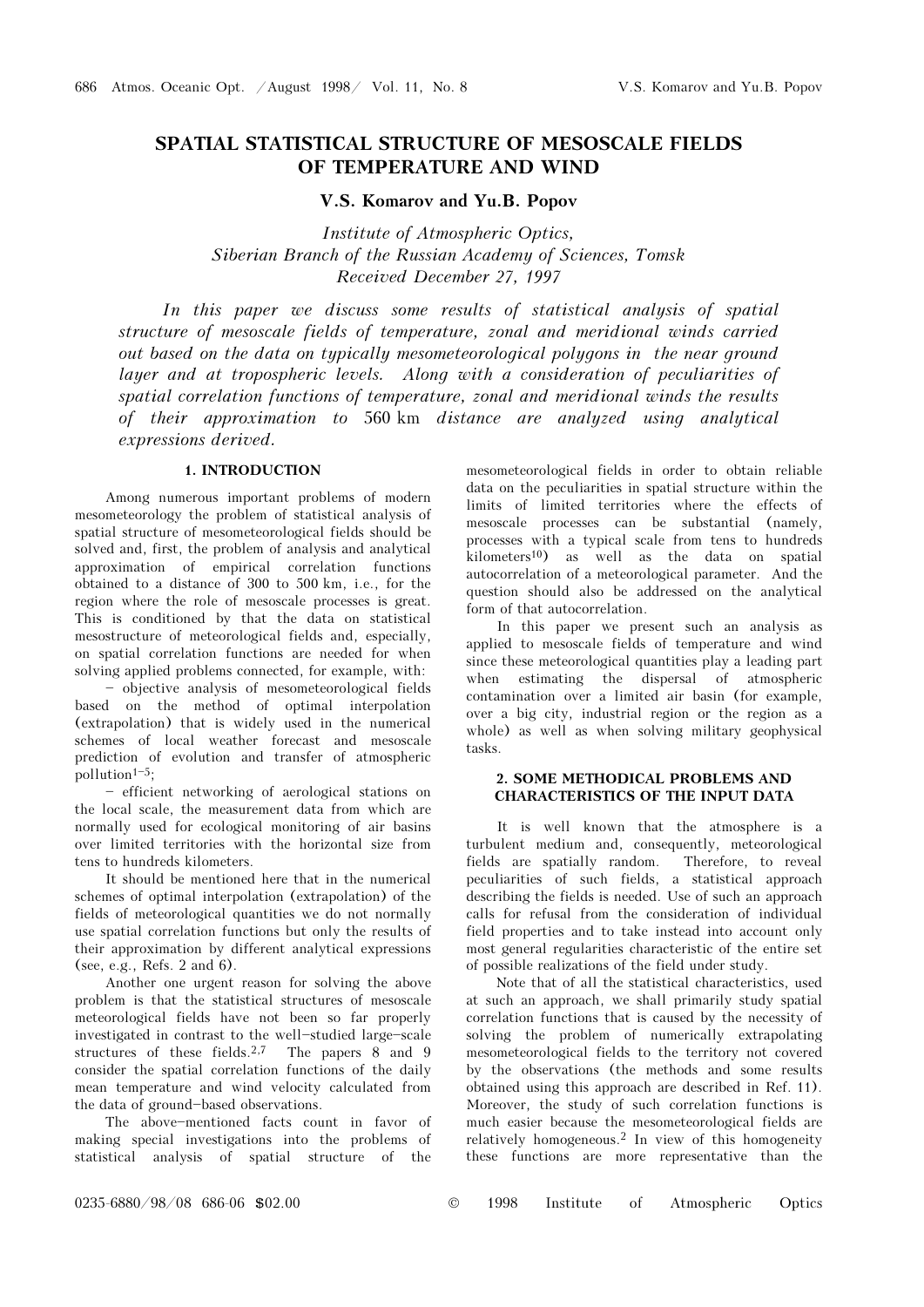# SPATIAL STATISTICAL STRUCTURE OF MESOSCALE FIELDS OF TEMPERATURE AND WIND

**V.S. Komarov and Yu.B. Popov**

*Institute of Atmospheric Optics,*
*Siberian Branch of the Russian Academy of Sciences, Tomsk*
*Received December 27, 1997*

*In this paper we discuss some results of statistical analysis of spatial structure of mesoscale fields of temperature, zonal and meridional winds carried out based on the data on typically mesometeorological polygons in the near ground layer and at tropospheric levels. Along with a consideration of peculiarities of spatial correlation functions of temperature, zonal and meridional winds the results of their approximation to* 560 km *distance are analyzed using analytical expressions derived.*

## 1. INTRODUCTION

Among numerous important problems of modern mesometeorology the problem of statistical analysis of spatial structure of mesometeorological fields should be solved and, first, the problem of analysis and analytical approximation of empirical correlation functions obtained to a distance of 300 to 500 km, i.e., for the region where the role of mesoscale processes is great. This is conditioned by that the data on statistical mesostructure of meteorological fields and, especially, on spatial correlation functions are needed for when solving applied problems connected, for example, with:

– objective analysis of mesometeorological fields based on the method of optimal interpolation (extrapolation) that is widely used in the numerical schemes of local weather forecast and mesoscale prediction of evolution and transfer of atmospheric pollution[1–5];

– efficient networking of aerological stations on the local scale, the measurement data from which are normally used for ecological monitoring of air basins over limited territories with the horizontal size from tens to hundreds kilometers.

It should be mentioned here that in the numerical schemes of optimal interpolation (extrapolation) of the fields of meteorological quantities we do not normally use spatial correlation functions but only the results of their approximation by different analytical expressions (see, e.g., Refs. 2 and 6).

Another one urgent reason for solving the above problem is that the statistical structures of mesoscale meteorological fields have not been so far properly investigated in contrast to the well-studied large-scale structures of these fields.[2,7] The papers 8 and 9 consider the spatial correlation functions of the daily mean temperature and wind velocity calculated from the data of ground-based observations.

The above-mentioned facts count in favor of making special investigations into the problems of statistical analysis of spatial structure of the mesometeorological fields in order to obtain reliable data on the peculiarities in spatial structure within the limits of limited territories where the effects of mesoscale processes can be substantial (namely, processes with a typical scale from tens to hundreds kilometers[10]) as well as the data on spatial autocorrelation of a meteorological parameter. And the question should also be addressed on the analytical form of that autocorrelation.

In this paper we present such an analysis as applied to mesoscale fields of temperature and wind since these meteorological quantities play a leading part when estimating the dispersal of atmospheric contamination over a limited air basin (for example, over a big city, industrial region or the region as a whole) as well as when solving military geophysical tasks.

## 2. SOME METHODICAL PROBLEMS AND CHARACTERISTICS OF THE INPUT DATA

It is well known that the atmosphere is a turbulent medium and, consequently, meteorological fields are spatially random. Therefore, to reveal peculiarities of such fields, a statistical approach describing the fields is needed. Use of such an approach calls for refusal from the consideration of individual field properties and to take instead into account only most general regularities characteristic of the entire set of possible realizations of the field under study.

Note that of all the statistical characteristics, used at such an approach, we shall primarily study spatial correlation functions that is caused by the necessity of solving the problem of numerically extrapolating mesometeorological fields to the territory not covered by the observations (the methods and some results obtained using this approach are described in Ref. 11). Moreover, the study of such correlation functions is much easier because the mesometeorological fields are relatively homogeneous.[2] In view of this homogeneity these functions are more representative than the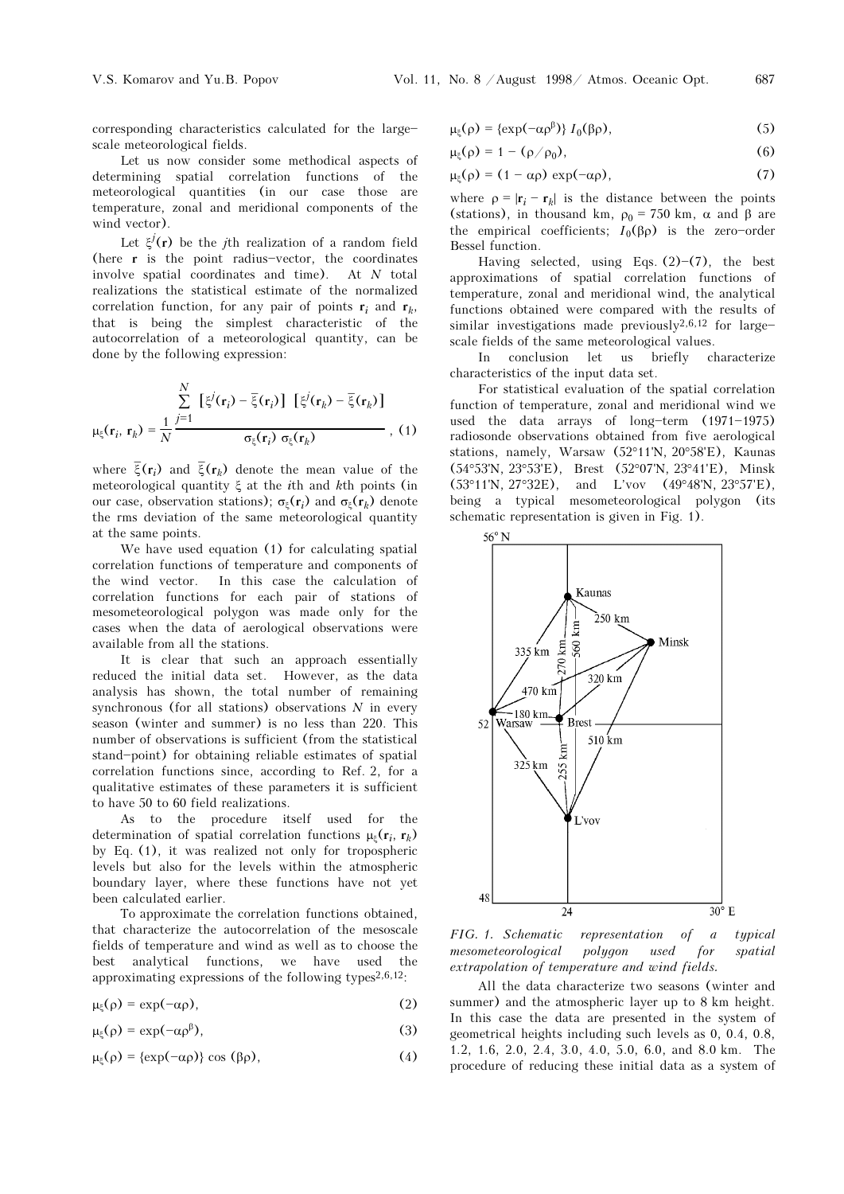corresponding characteristics calculated for the large-scale meteorological fields.

Let us now consider some methodical aspects of determining spatial correlation functions of the meteorological quantities (in our case those are temperature, zonal and meridional components of the wind vector).

Let $\xi^j(\mathbf{r})$ be the $j$th realization of a random field (here $\mathbf{r}$ is the point radius-vector, the coordinates involve spatial coordinates and time). At $N$ total realizations the statistical estimate of the normalized correlation function, for any pair of points $\mathbf{r}_i$ and $\mathbf{r}_k$, that is being the simplest characteristic of the autocorrelation of a meteorological quantity, can be done by the following expression:

$$\mu_\xi(\mathbf{r}_i, \mathbf{r}_k) = \frac{1}{N} \frac{\sum_{j=1}^{N} \left[\xi^j(\mathbf{r}_i) - \bar{\xi}(\mathbf{r}_i)\right] \left[\xi^j(\mathbf{r}_k) - \bar{\xi}(\mathbf{r}_k)\right]}{\sigma_\xi(\mathbf{r}_i)\, \sigma_\xi(\mathbf{r}_k)}, \quad (1)$$

where $\bar{\xi}(\mathbf{r}_i)$ and $\bar{\xi}(\mathbf{r}_k)$ denote the mean value of the meteorological quantity $\xi$ at the $i$th and $k$th points (in our case, observation stations); $\sigma_\xi(\mathbf{r}_i)$ and $\sigma_\xi(\mathbf{r}_k)$ denote the rms deviation of the same meteorological quantity at the same points.

We have used equation (1) for calculating spatial correlation functions of temperature and components of the wind vector. In this case the calculation of correlation functions for each pair of stations of mesometeorological polygon was made only for the cases when the data of aerological observations were available from all the stations.

It is clear that such an approach essentially reduced the initial data set. However, as the data analysis has shown, the total number of remaining synchronous (for all stations) observations $N$ in every season (winter and summer) is no less than 220. This number of observations is sufficient (from the statistical stand-point) for obtaining reliable estimates of spatial correlation functions since, according to Ref. 2, for a qualitative estimates of these parameters it is sufficient to have 50 to 60 field realizations.

As to the procedure itself used for the determination of spatial correlation functions $\mu_\xi(\mathbf{r}_i, \mathbf{r}_k)$ by Eq. (1), it was realized not only for tropospheric levels but also for the levels within the atmospheric boundary layer, where these functions have not yet been calculated earlier.

To approximate the correlation functions obtained, that characterize the autocorrelation of the mesoscale fields of temperature and wind as well as to choose the best analytical functions, we have used the approximating expressions of the following types[2,6,12]:

$$\mu_\xi(\rho) = \exp(-\alpha\rho), \quad (2)$$

$$\mu_\xi(\rho) = \exp(-\alpha\rho^\beta), \quad (3)$$

$$\mu_\xi(\rho) = \{\exp(-\alpha\rho)\} \cos(\beta\rho), \quad (4)$$

$$\mu_\xi(\rho) = \{\exp(-\alpha\rho^\beta)\}\, I_0(\beta\rho), \quad (5)$$

$$\mu_\xi(\rho) = 1 - (\rho/\rho_0), \quad (6)$$

$$\mu_\xi(\rho) = (1 - \alpha\rho) \exp(-\alpha\rho), \quad (7)$$

where $\rho = |\mathbf{r}_i - \mathbf{r}_k|$ is the distance between the points (stations), in thousand km, $\rho_0 = 750$ km, $\alpha$ and $\beta$ are the empirical coefficients; $I_0(\beta\rho)$ is the zero-order Bessel function.

Having selected, using Eqs. (2)–(7), the best approximations of spatial correlation functions of temperature, zonal and meridional wind, the analytical functions obtained were compared with the results of similar investigations made previously[2,6,12] for large-scale fields of the same meteorological values.

In conclusion let us briefly characterize characteristics of the input data set.

For statistical evaluation of the spatial correlation function of temperature, zonal and meridional wind we used the data arrays of long-term (1971–1975) radiosonde observations obtained from five aerological stations, namely, Warsaw (52°11'N, 20°58'E), Kaunas (54°53'N, 23°53'E), Brest (52°07'N, 23°41'E), Minsk (53°11'N, 27°32E), and L'vov (49°48'N, 23°57'E), being a typical mesometeorological polygon (its schematic representation is given in Fig. 1).

*FIG. 1. Schematic representation of a typical mesometeorological polygon used for spatial extrapolation of temperature and wind fields.*

All the data characterize two seasons (winter and summer) and the atmospheric layer up to 8 km height. In this case the data are presented in the system of geometrical heights including such levels as 0, 0.4, 0.8, 1.2, 1.6, 2.0, 2.4, 3.0, 4.0, 5.0, 6.0, and 8.0 km. The procedure of reducing these initial data as a system of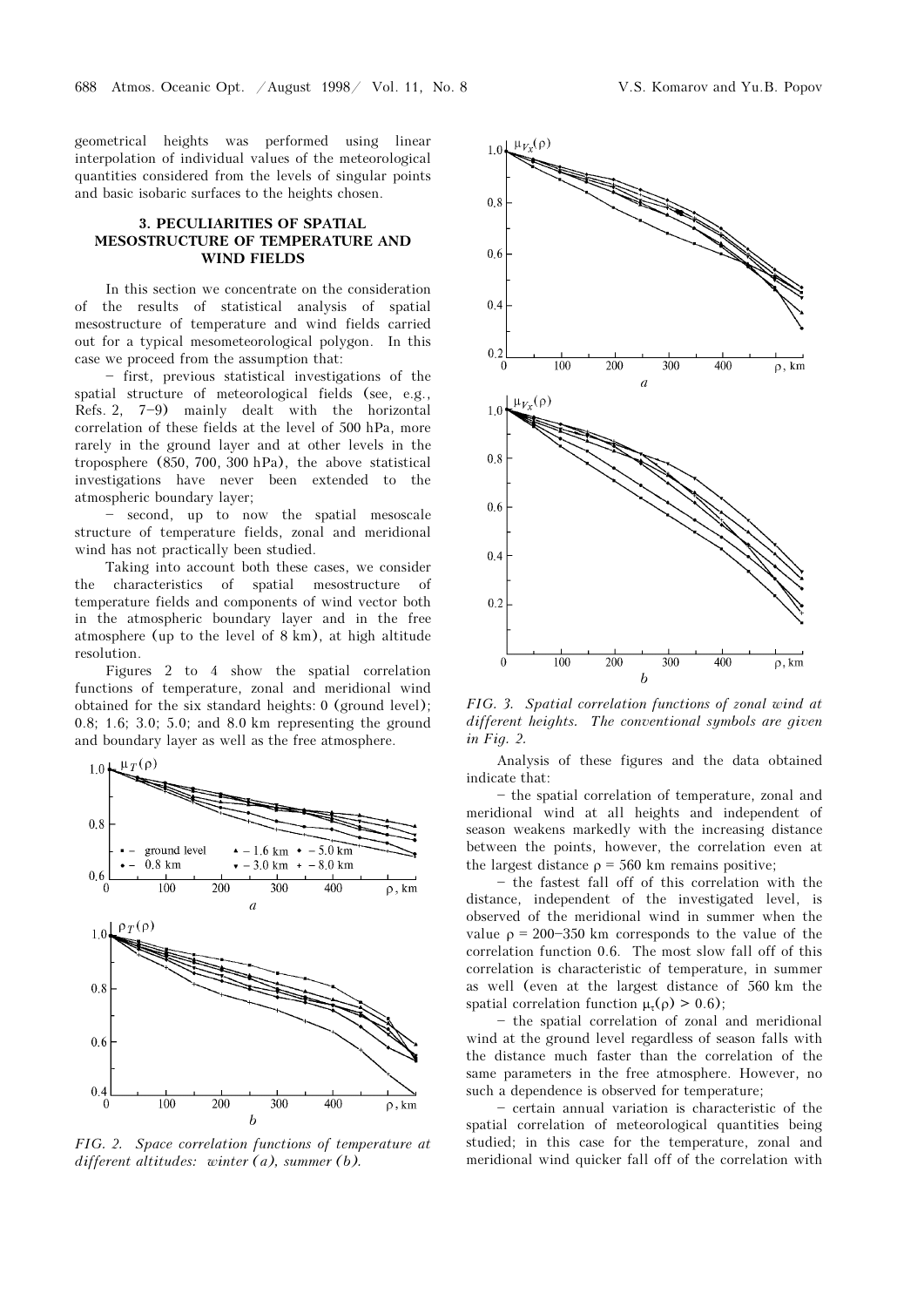geometrical heights was performed using linear interpolation of individual values of the meteorological quantities considered from the levels of singular points and basic isobaric surfaces to the heights chosen.

## 3. PECULIARITIES OF SPATIAL MESOSTRUCTURE OF TEMPERATURE AND WIND FIELDS

In this section we concentrate on the consideration of the results of statistical analysis of spatial mesostructure of temperature and wind fields carried out for a typical mesometeorological polygon. In this case we proceed from the assumption that:

– first, previous statistical investigations of the spatial structure of meteorological fields (see, e.g., Refs. 2, 7–9) mainly dealt with the horizontal correlation of these fields at the level of 500 hPa, more rarely in the ground layer and at other levels in the troposphere (850, 700, 300 hPa), the above statistical investigations have never been extended to the atmospheric boundary layer;

– second, up to now the spatial mesoscale structure of temperature fields, zonal and meridional wind has not practically been studied.

Taking into account both these cases, we consider the characteristics of spatial mesostructure of temperature fields and components of wind vector both in the atmospheric boundary layer and in the free atmosphere (up to the level of 8 km), at high altitude resolution.

Figures 2 to 4 show the spatial correlation functions of temperature, zonal and meridional wind obtained for the six standard heights: 0 (ground level); 0.8; 1.6; 3.0; 5.0; and 8.0 km representing the ground and boundary layer as well as the free atmosphere.

*FIG. 2. Space correlation functions of temperature at different altitudes: winter (a), summer (b).*

*FIG. 3. Spatial correlation functions of zonal wind at different heights. The conventional symbols are given in Fig. 2.*

Analysis of these figures and the data obtained indicate that:

– the spatial correlation of temperature, zonal and meridional wind at all heights and independent of season weakens markedly with the increasing distance between the points, however, the correlation even at the largest distance $\rho = 560$ km remains positive;

– the fastest fall off of this correlation with the distance, independent of the investigated level, is observed of the meridional wind in summer when the value $\rho = 200–350$ km corresponds to the value of the correlation function 0.6. The most slow fall off of this correlation is characteristic of temperature, in summer as well (even at the largest distance of 560 km the spatial correlation function $\mu_{\tau}(\rho) > 0.6$);

– the spatial correlation of zonal and meridional wind at the ground level regardless of season falls with the distance much faster than the correlation of the same parameters in the free atmosphere. However, no such a dependence is observed for temperature;

– certain annual variation is characteristic of the spatial correlation of meteorological quantities being studied; in this case for the temperature, zonal and meridional wind quicker fall off of the correlation with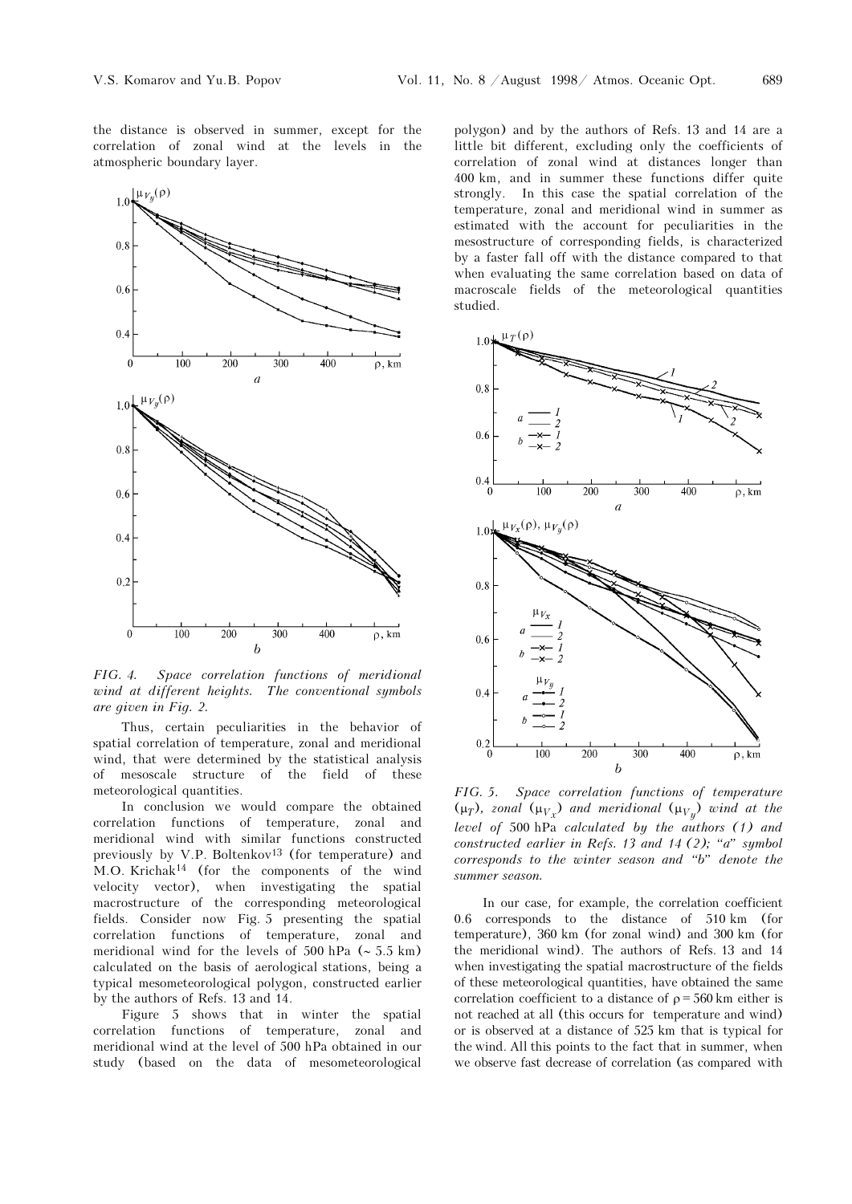the distance is observed in summer, except for the correlation of zonal wind at the levels in the atmospheric boundary layer.

*FIG. 4. Space correlation functions of meridional wind at different heights. The conventional symbols are given in Fig. 2.*

Thus, certain peculiarities in the behavior of spatial correlation of temperature, zonal and meridional wind, that were determined by the statistical analysis of mesoscale structure of the field of these meteorological quantities.

In conclusion we would compare the obtained correlation functions of temperature, zonal and meridional wind with similar functions constructed previously by V.P. Boltenkov[13] (for temperature) and M.O. Krichak[14] (for the components of the wind velocity vector), when investigating the spatial macrostructure of the corresponding meteorological fields. Consider now Fig. 5 presenting the spatial correlation functions of temperature, zonal and meridional wind for the levels of 500 hPa (~ 5.5 km) calculated on the basis of aerological stations, being a typical mesometeorological polygon, constructed earlier by the authors of Refs. 13 and 14.

Figure 5 shows that in winter the spatial correlation functions of temperature, zonal and meridional wind at the level of 500 hPa obtained in our study (based on the data of mesometeorological polygon) and by the authors of Refs. 13 and 14 are a little bit different, excluding only the coefficients of correlation of zonal wind at distances longer than 400 km, and in summer these functions differ quite strongly. In this case the spatial correlation of the temperature, zonal and meridional wind in summer as estimated with the account for peculiarities in the mesostructure of corresponding fields, is characterized by a faster fall off with the distance compared to that when evaluating the same correlation based on data of macroscale fields of the meteorological quantities studied.

*FIG. 5. Space correlation functions of temperature ($\mu_T$), zonal ($\mu_{V_x}$) and meridional ($\mu_{V_y}$) wind at the level of 500 hPa calculated by the authors (1) and constructed earlier in Refs. 13 and 14 (2); "a" symbol corresponds to the winter season and "b" denote the summer season.*

In our case, for example, the correlation coefficient 0.6 corresponds to the distance of 510 km (for temperature), 360 km (for zonal wind) and 300 km (for the meridional wind). The authors of Refs. 13 and 14 when investigating the spatial macrostructure of the fields of these meteorological quantities, have obtained the same correlation coefficient to a distance of $\rho = 560$ km either is not reached at all (this occurs for temperature and wind) or is observed at a distance of 525 km that is typical for the wind. All this points to the fact that in summer, when we observe fast decrease of correlation (as compared with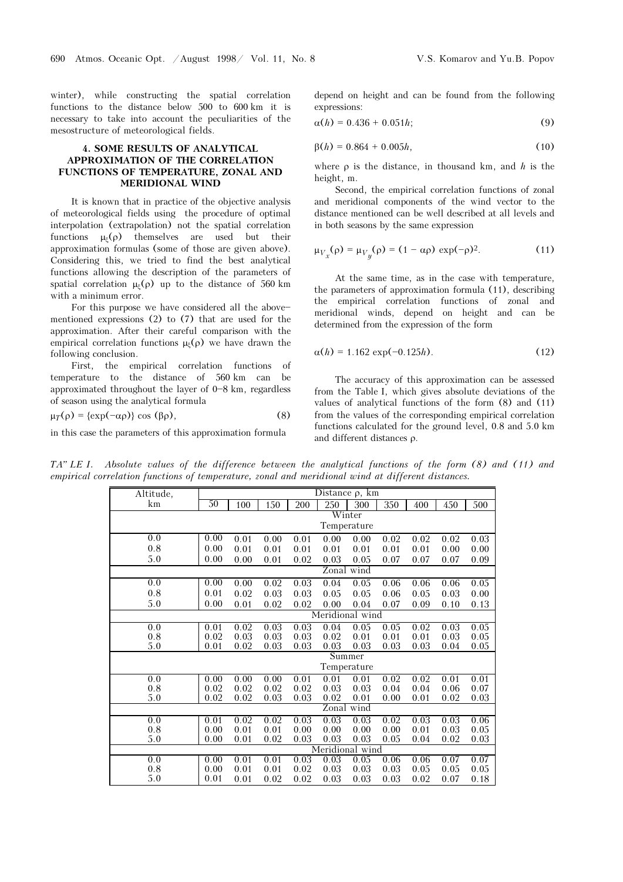winter), while constructing the spatial correlation functions to the distance below 500 to 600 km it is necessary to take into account the peculiarities of the mesostructure of meteorological fields.

## 4. SOME RESULTS OF ANALYTICAL APPROXIMATION OF THE CORRELATION FUNCTIONS OF TEMPERATURE, ZONAL AND MERIDIONAL WIND

It is known that in practice of the objective analysis of meteorological fields using the procedure of optimal interpolation (extrapolation) not the spatial correlation functions $\mu_\xi(\rho)$ themselves are used but their approximation formulas (some of those are given above). Considering this, we tried to find the best analytical functions allowing the description of the parameters of spatial correlation $\mu_\xi(\rho)$ up to the distance of 560 km with a minimum error.

For this purpose we have considered all the above-mentioned expressions (2) to (7) that are used for the approximation. After their careful comparison with the empirical correlation functions $\mu_\xi(\rho)$ we have drawn the following conclusion.

First, the empirical correlation functions of temperature to the distance of 560 km can be approximated throughout the layer of 0–8 km, regardless of season using the analytical formula

$$\mu_T(\rho) = \{\exp(-\alpha\rho)\} \cos(\beta\rho), \tag{8}$$

in this case the parameters of this approximation formula depend on height and can be found from the following expressions:

$$\alpha(h) = 0.436 + 0.051h; \tag{9}$$

$$\beta(h) = 0.864 + 0.005h, \tag{10}$$

where $\rho$ is the distance, in thousand km, and $h$ is the height, m.

Second, the empirical correlation functions of zonal and meridional components of the wind vector to the distance mentioned can be well described at all levels and in both seasons by the same expression

$$\mu_{V_x}(\rho) = \mu_{V_y}(\rho) = (1 - \alpha\rho)\exp(-\rho)^2. \tag{11}$$

At the same time, as in the case with temperature, the parameters of approximation formula (11), describing the empirical correlation functions of zonal and meridional winds, depend on height and can be determined from the expression of the form

$$\alpha(h) = 1.162\exp(-0.125h). \tag{12}$$

The accuracy of this approximation can be assessed from the Table I, which gives absolute deviations of the values of analytical functions of the form (8) and (11) from the values of the corresponding empirical correlation functions calculated for the ground level, 0.8 and 5.0 km and different distances $\rho$.

*TABLE I. Absolute values of the difference between the analytical functions of the form (8) and (11) and empirical correlation functions of temperature, zonal and meridional wind at different distances.*

| Altitude, km | Distance ρ, km | | | | | | | | | |
|---|---|---|---|---|---|---|---|---|---|---|
| | 50 | 100 | 150 | 200 | 250 | 300 | 350 | 400 | 450 | 500 |
| **Winter** | | | | | | | | | | |
| *Temperature* | | | | | | | | | | |
| 0.0 | 0.00 | 0.01 | 0.00 | 0.01 | 0.00 | 0.00 | 0.02 | 0.02 | 0.02 | 0.03 |
| 0.8 | 0.00 | 0.01 | 0.01 | 0.01 | 0.01 | 0.01 | 0.01 | 0.01 | 0.00 | 0.00 |
| 5.0 | 0.00 | 0.00 | 0.01 | 0.02 | 0.03 | 0.05 | 0.07 | 0.07 | 0.07 | 0.09 |
| *Zonal wind* | | | | | | | | | | |
| 0.0 | 0.00 | 0.00 | 0.02 | 0.03 | 0.04 | 0.05 | 0.06 | 0.06 | 0.06 | 0.05 |
| 0.8 | 0.01 | 0.02 | 0.03 | 0.03 | 0.05 | 0.05 | 0.06 | 0.05 | 0.03 | 0.00 |
| 5.0 | 0.00 | 0.01 | 0.02 | 0.02 | 0.00 | 0.04 | 0.07 | 0.09 | 0.10 | 0.13 |
| *Meridional wind* | | | | | | | | | | |
| 0.0 | 0.01 | 0.02 | 0.03 | 0.03 | 0.04 | 0.05 | 0.05 | 0.02 | 0.03 | 0.05 |
| 0.8 | 0.02 | 0.03 | 0.03 | 0.03 | 0.02 | 0.01 | 0.01 | 0.01 | 0.03 | 0.05 |
| 5.0 | 0.01 | 0.02 | 0.03 | 0.03 | 0.03 | 0.03 | 0.03 | 0.03 | 0.04 | 0.05 |
| **Summer** | | | | | | | | | | |
| *Temperature* | | | | | | | | | | |
| 0.0 | 0.00 | 0.00 | 0.00 | 0.01 | 0.01 | 0.01 | 0.02 | 0.02 | 0.01 | 0.01 |
| 0.8 | 0.02 | 0.02 | 0.02 | 0.02 | 0.03 | 0.03 | 0.04 | 0.04 | 0.06 | 0.07 |
| 5.0 | 0.02 | 0.02 | 0.03 | 0.03 | 0.02 | 0.01 | 0.00 | 0.01 | 0.02 | 0.03 |
| *Zonal wind* | | | | | | | | | | |
| 0.0 | 0.01 | 0.02 | 0.02 | 0.03 | 0.03 | 0.03 | 0.02 | 0.03 | 0.03 | 0.06 |
| 0.8 | 0.00 | 0.01 | 0.01 | 0.00 | 0.00 | 0.00 | 0.00 | 0.01 | 0.03 | 0.05 |
| 5.0 | 0.00 | 0.01 | 0.02 | 0.03 | 0.03 | 0.03 | 0.05 | 0.04 | 0.02 | 0.03 |
| *Meridional wind* | | | | | | | | | | |
| 0.0 | 0.00 | 0.01 | 0.01 | 0.03 | 0.03 | 0.05 | 0.06 | 0.06 | 0.07 | 0.07 |
| 0.8 | 0.00 | 0.01 | 0.01 | 0.02 | 0.03 | 0.03 | 0.03 | 0.05 | 0.05 | 0.05 |
| 5.0 | 0.01 | 0.01 | 0.02 | 0.02 | 0.03 | 0.03 | 0.03 | 0.02 | 0.07 | 0.18 |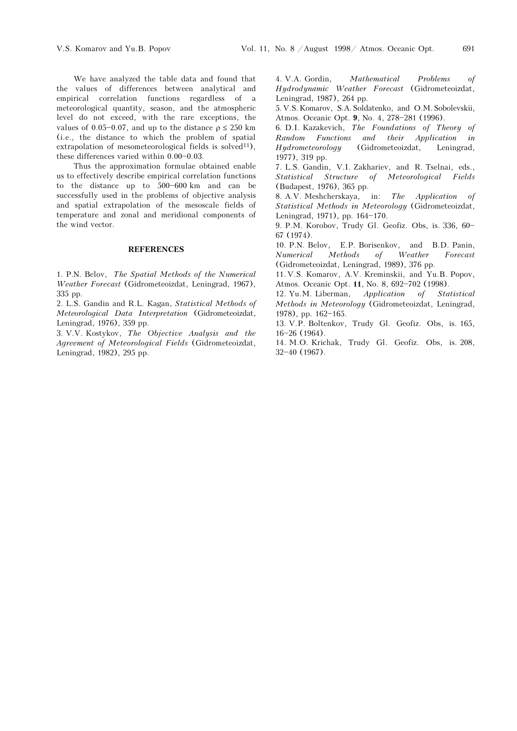We have analyzed the table data and found that the values of differences between analytical and empirical correlation functions regardless of a meteorological quantity, season, and the atmospheric level do not exceed, with the rare exceptions, the values of 0.05–0.07, and up to the distance $\rho \le 250$ km (i.e., the distance to which the problem of spatial extrapolation of mesometeorological fields is solved[11]), these differences varied within 0.00–0.03.

Thus the approximation formulae obtained enable us to effectively describe empirical correlation functions to the distance up to 500–600 km and can be successfully used in the problems of objective analysis and spatial extrapolation of the mesoscale fields of temperature and zonal and meridional components of the wind vector.

## REFERENCES

1. P.N. Belov, *The Spatial Methods of the Numerical Weather Forecast* (Gidrometeoizdat, Leningrad, 1967), 335 pp.
2. L.S. Gandin and R.L. Kagan, *Statistical Methods of Meteorological Data Interpretation* (Gidrometeoizdat, Leningrad, 1976), 359 pp.
3. V.V. Kostykov, *The Objective Analysis and the Agreement of Meteorological Fields* (Gidrometeoizdat, Leningrad, 1982), 295 pp.
4. V.A. Gordin, *Mathematical Problems of Hydrodynamic Weather Forecast* (Gidrometeoizdat, Leningrad, 1987), 264 pp.
5. V.S. Komarov, S.A. Soldatenko, and O.M. Sobolevskii, Atmos. Oceanic Opt. **9**, No. 4, 278–281 (1996).
6. D.I. Kazakevich, *The Foundations of Theory of Random Functions and their Application in Hydrometeorology* (Gidrometeoizdat, Leningrad, 1977), 319 pp.
7. L.S. Gandin, V.I. Zakhariev, and R. Tselnai, eds., *Statistical Structure of Meteorological Fields* (Budapest, 1976), 365 pp.
8. A.V. Meshcherskaya, in: *The Application of Statistical Methods in Meteorology* (Gidrometeoizdat, Leningrad, 1971), pp. 164–170.
9. P.M. Korobov, Trudy Gl. Geofiz. Obs, is. 336, 60–67 (1974).
10. P.N. Belov, E.P. Borisenkov, and B.D. Panin, *Numerical Methods of Weather Forecast* (Gidrometeoizdat, Leningrad, 1989), 376 pp.
11. V.S. Komarov, A.V. Kreminskii, and Yu.B. Popov, Atmos. Oceanic Opt. **11**, No. 8, 692–702 (1998).
12. Yu.M. Liberman, *Application of Statistical Methods in Meteorology* (Gidrometeoizdat, Leningrad, 1978), pp. 162–165.
13. V.P. Boltenkov, Trudy Gl. Geofiz. Obs, is. 165, 16–26 (1964).
14. M.O. Krichak, Trudy Gl. Geofiz. Obs, is. 208, 32–40 (1967).